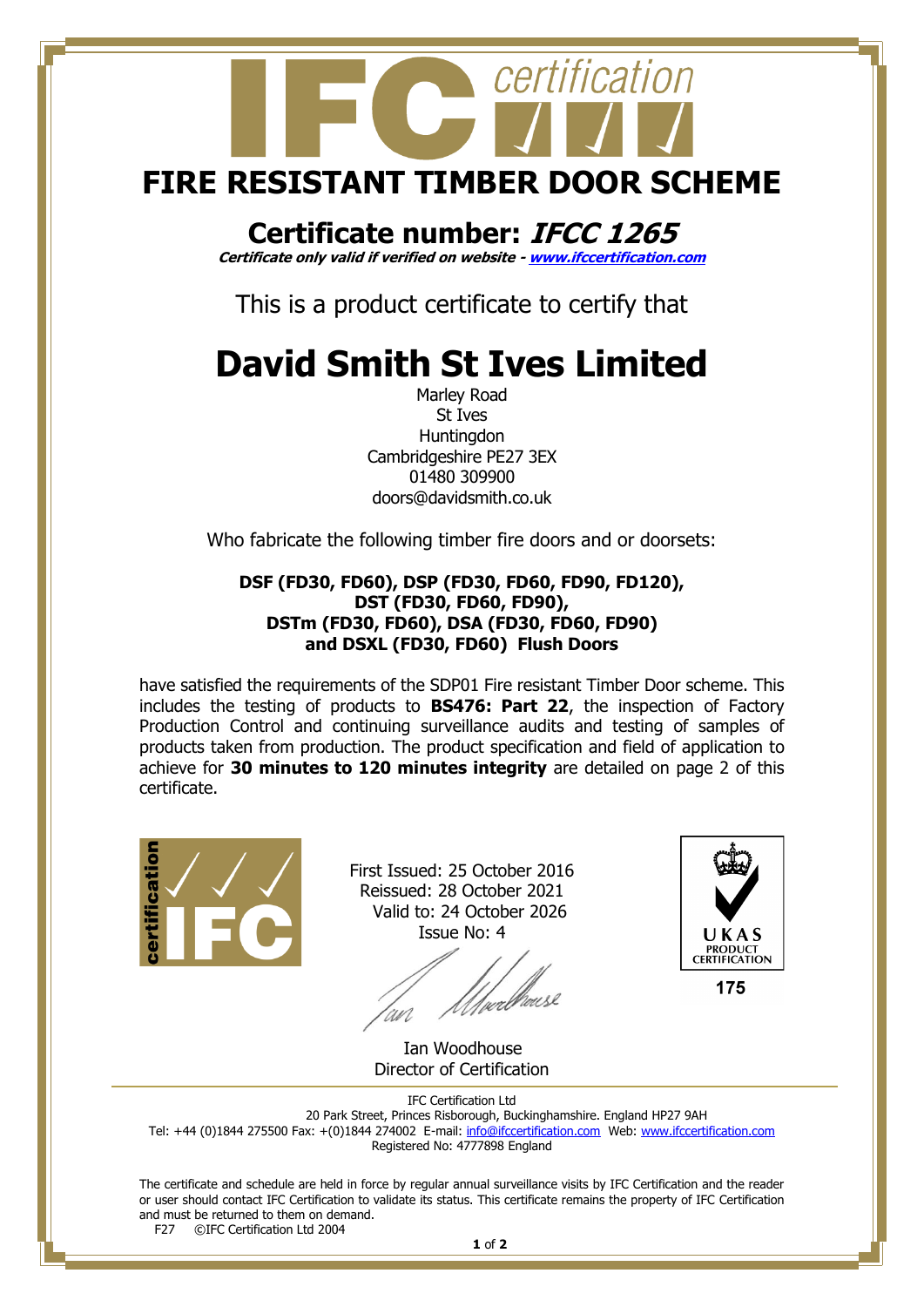# FIRE RESISTANT TIMBER DOOR SCHEME

## Certificate number: *IFCC 1265*

***Certificate only valid if verified on website - [www.ifccertification.com](http://www.ifccertification.com)***

This is a product certificate to certify that

# David Smith St Ives Limited

Marley Road
St Ives
Huntingdon
Cambridgeshire PE27 3EX
01480 309900
doors@davidsmith.co.uk

Who fabricate the following timber fire doors and or doorsets:

**DSF (FD30, FD60), DSP (FD30, FD60, FD90, FD120), DST (FD30, FD60, FD90), DSTm (FD30, FD60), DSA (FD30, FD60, FD90) and DSXL (FD30, FD60) Flush Doors**

have satisfied the requirements of the SDP01 Fire resistant Timber Door scheme. This includes the testing of products to **BS476: Part 22**, the inspection of Factory Production Control and continuing surveillance audits and testing of samples of products taken from production. The product specification and field of application to achieve for **30 minutes to 120 minutes integrity** are detailed on page 2 of this certificate.

First Issued: 25 October 2016
Reissued: 28 October 2021
Valid to: 24 October 2026
Issue No: 4

Ian Woodhouse
Director of Certification

UKAS PRODUCT CERTIFICATION
175

IFC Certification Ltd
20 Park Street, Princes Risborough, Buckinghamshire. England HP27 9AH
Tel: +44 (0)1844 275500 Fax: +(0)1844 274002 E-mail: [info@ifccertification.com](mailto:info@ifccertification.com) Web: [www.ifccertification.com](http://www.ifccertification.com)
Registered No: 4777898 England

The certificate and schedule are held in force by regular annual surveillance visits by IFC Certification and the reader or user should contact IFC Certification to validate its status. This certificate remains the property of IFC Certification and must be returned to them on demand.

F27 ©IFC Certification Ltd 2004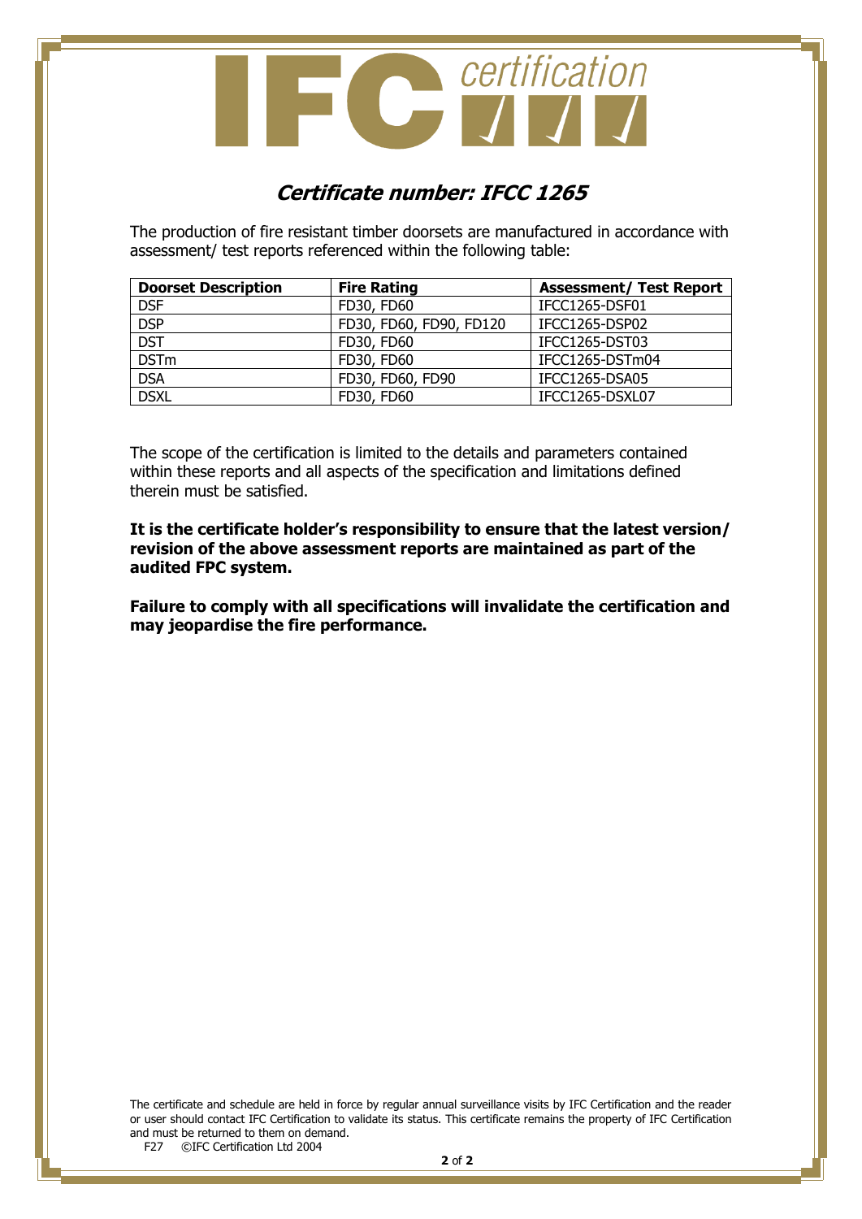## *Certificate number: IFCC 1265*

The production of fire resistant timber doorsets are manufactured in accordance with assessment/ test reports referenced within the following table:

| Doorset Description | Fire Rating | Assessment/ Test Report |
|---|---|---|
| DSF | FD30, FD60 | IFCC1265-DSF01 |
| DSP | FD30, FD60, FD90, FD120 | IFCC1265-DSP02 |
| DST | FD30, FD60 | IFCC1265-DST03 |
| DSTm | FD30, FD60 | IFCC1265-DSTm04 |
| DSA | FD30, FD60, FD90 | IFCC1265-DSA05 |
| DSXL | FD30, FD60 | IFCC1265-DSXL07 |

The scope of the certification is limited to the details and parameters contained within these reports and all aspects of the specification and limitations defined therein must be satisfied.

**It is the certificate holder's responsibility to ensure that the latest version/ revision of the above assessment reports are maintained as part of the audited FPC system.**

**Failure to comply with all specifications will invalidate the certification and may jeopardise the fire performance.**

The certificate and schedule are held in force by regular annual surveillance visits by IFC Certification and the reader or user should contact IFC Certification to validate its status. This certificate remains the property of IFC Certification and must be returned to them on demand.

F27 ©IFC Certification Ltd 2004